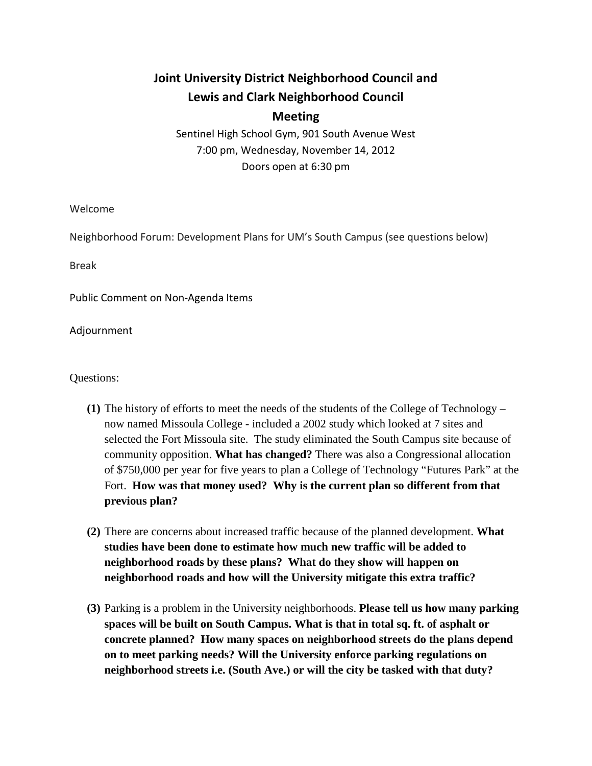# Joint University District Neighborhood Council and Lewis and Clark Neighborhood Council Meeting

Sentinel High School Gym, 901 South Avenue West
7:00 pm, Wednesday, November 14, 2012
Doors open at 6:30 pm

Welcome

Neighborhood Forum: Development Plans for UM's South Campus (see questions below)

Break

Public Comment on Non-Agenda Items

Adjournment

Questions:

**(1)** The history of efforts to meet the needs of the students of the College of Technology – now named Missoula College - included a 2002 study which looked at 7 sites and selected the Fort Missoula site. The study eliminated the South Campus site because of community opposition. **What has changed?** There was also a Congressional allocation of $750,000 per year for five years to plan a College of Technology "Futures Park" at the Fort. **How was that money used? Why is the current plan so different from that previous plan?**

**(2)** There are concerns about increased traffic because of the planned development. **What studies have been done to estimate how much new traffic will be added to neighborhood roads by these plans? What do they show will happen on neighborhood roads and how will the University mitigate this extra traffic?**

**(3)** Parking is a problem in the University neighborhoods. **Please tell us how many parking spaces will be built on South Campus. What is that in total sq. ft. of asphalt or concrete planned? How many spaces on neighborhood streets do the plans depend on to meet parking needs? Will the University enforce parking regulations on neighborhood streets i.e. (South Ave.) or will the city be tasked with that duty?**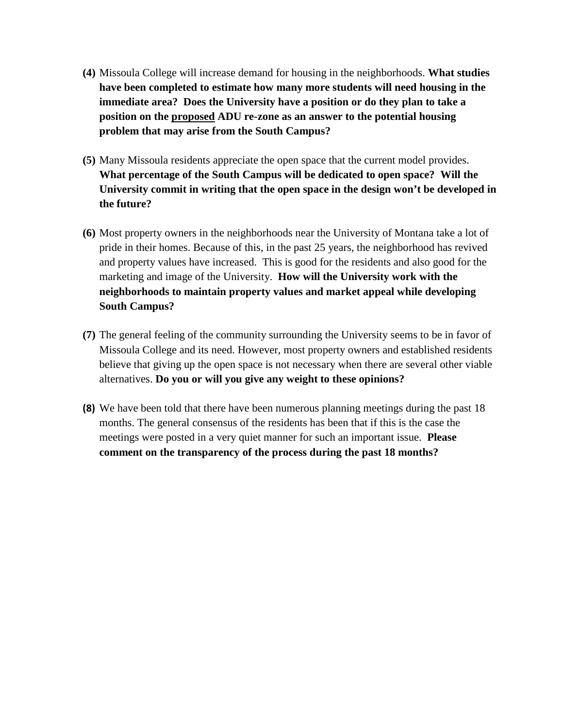**(4)** Missoula College will increase demand for housing in the neighborhoods. **What studies have been completed to estimate how many more students will need housing in the immediate area? Does the University have a position or do they plan to take a position on the <u>proposed</u> ADU re-zone as an answer to the potential housing problem that may arise from the South Campus?**

**(5)** Many Missoula residents appreciate the open space that the current model provides. **What percentage of the South Campus will be dedicated to open space? Will the University commit in writing that the open space in the design won't be developed in the future?**

**(6)** Most property owners in the neighborhoods near the University of Montana take a lot of pride in their homes. Because of this, in the past 25 years, the neighborhood has revived and property values have increased. This is good for the residents and also good for the marketing and image of the University. **How will the University work with the neighborhoods to maintain property values and market appeal while developing South Campus?**

**(7)** The general feeling of the community surrounding the University seems to be in favor of Missoula College and its need. However, most property owners and established residents believe that giving up the open space is not necessary when there are several other viable alternatives. **Do you or will you give any weight to these opinions?**

**(8)** We have been told that there have been numerous planning meetings during the past 18 months. The general consensus of the residents has been that if this is the case the meetings were posted in a very quiet manner for such an important issue. **Please comment on the transparency of the process during the past 18 months?**